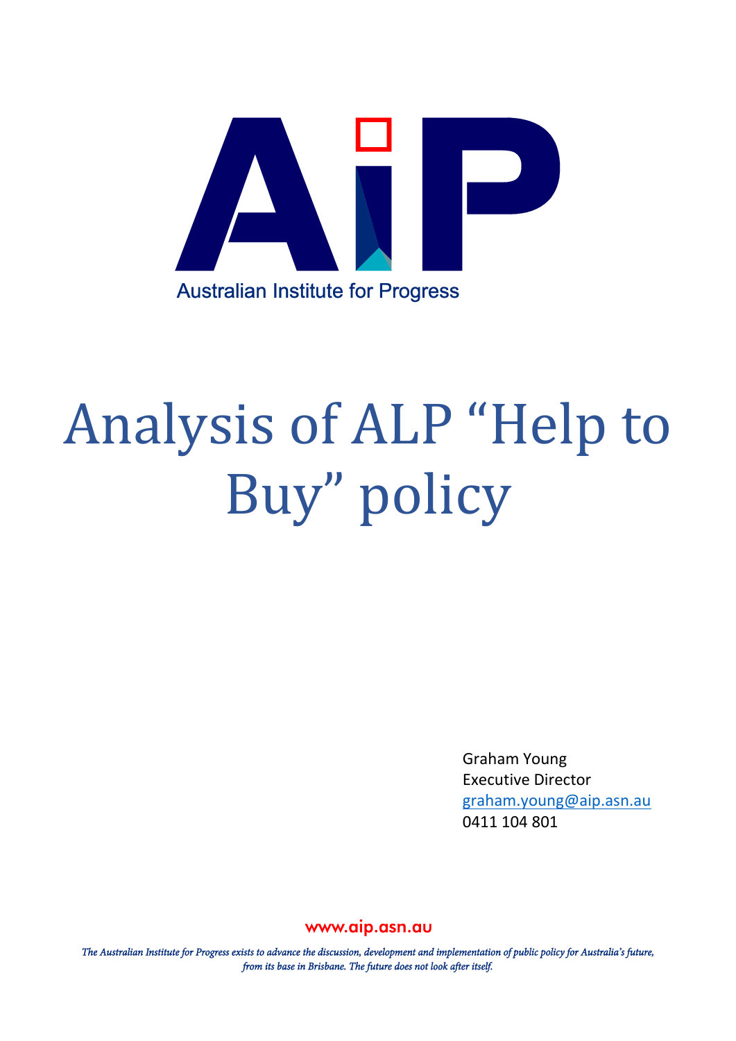Australian Institute for Progress

# Analysis of ALP “Help to Buy” policy

Graham Young
Executive Director
graham.young@aip.asn.au
0411 104 801

www.aip.asn.au

*The Australian Institute for Progress exists to advance the discussion, development and implementation of public policy for Australia’s future, from its base in Brisbane. The future does not look after itself.*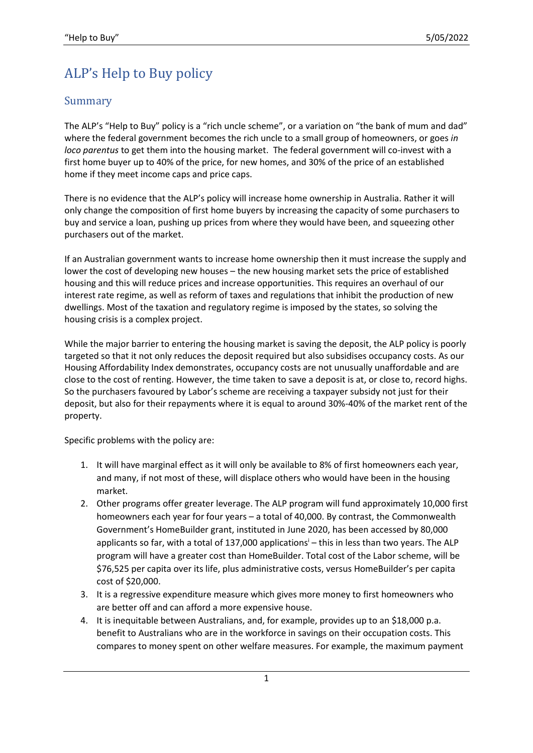# ALP's Help to Buy policy

## Summary

The ALP's "Help to Buy" policy is a "rich uncle scheme", or a variation on "the bank of mum and dad" where the federal government becomes the rich uncle to a small group of homeowners, or goes *in loco parentus* to get them into the housing market. The federal government will co-invest with a first home buyer up to 40% of the price, for new homes, and 30% of the price of an established home if they meet income caps and price caps.

There is no evidence that the ALP's policy will increase home ownership in Australia. Rather it will only change the composition of first home buyers by increasing the capacity of some purchasers to buy and service a loan, pushing up prices from where they would have been, and squeezing other purchasers out of the market.

If an Australian government wants to increase home ownership then it must increase the supply and lower the cost of developing new houses – the new housing market sets the price of established housing and this will reduce prices and increase opportunities. This requires an overhaul of our interest rate regime, as well as reform of taxes and regulations that inhibit the production of new dwellings. Most of the taxation and regulatory regime is imposed by the states, so solving the housing crisis is a complex project.

While the major barrier to entering the housing market is saving the deposit, the ALP policy is poorly targeted so that it not only reduces the deposit required but also subsidises occupancy costs. As our Housing Affordability Index demonstrates, occupancy costs are not unusually unaffordable and are close to the cost of renting. However, the time taken to save a deposit is at, or close to, record highs. So the purchasers favoured by Labor's scheme are receiving a taxpayer subsidy not just for their deposit, but also for their repayments where it is equal to around 30%-40% of the market rent of the property.

Specific problems with the policy are:

1. It will have marginal effect as it will only be available to 8% of first homeowners each year, and many, if not most of these, will displace others who would have been in the housing market.
2. Other programs offer greater leverage. The ALP program will fund approximately 10,000 first homeowners each year for four years – a total of 40,000. By contrast, the Commonwealth Government's HomeBuilder grant, instituted in June 2020, has been accessed by 80,000 applicants so far, with a total of 137,000 applications[i] – this in less than two years. The ALP program will have a greater cost than HomeBuilder. Total cost of the Labor scheme, will be $76,525 per capita over its life, plus administrative costs, versus HomeBuilder's per capita cost of $20,000.
3. It is a regressive expenditure measure which gives more money to first homeowners who are better off and can afford a more expensive house.
4. It is inequitable between Australians, and, for example, provides up to an $18,000 p.a. benefit to Australians who are in the workforce in savings on their occupation costs. This compares to money spent on other welfare measures. For example, the maximum payment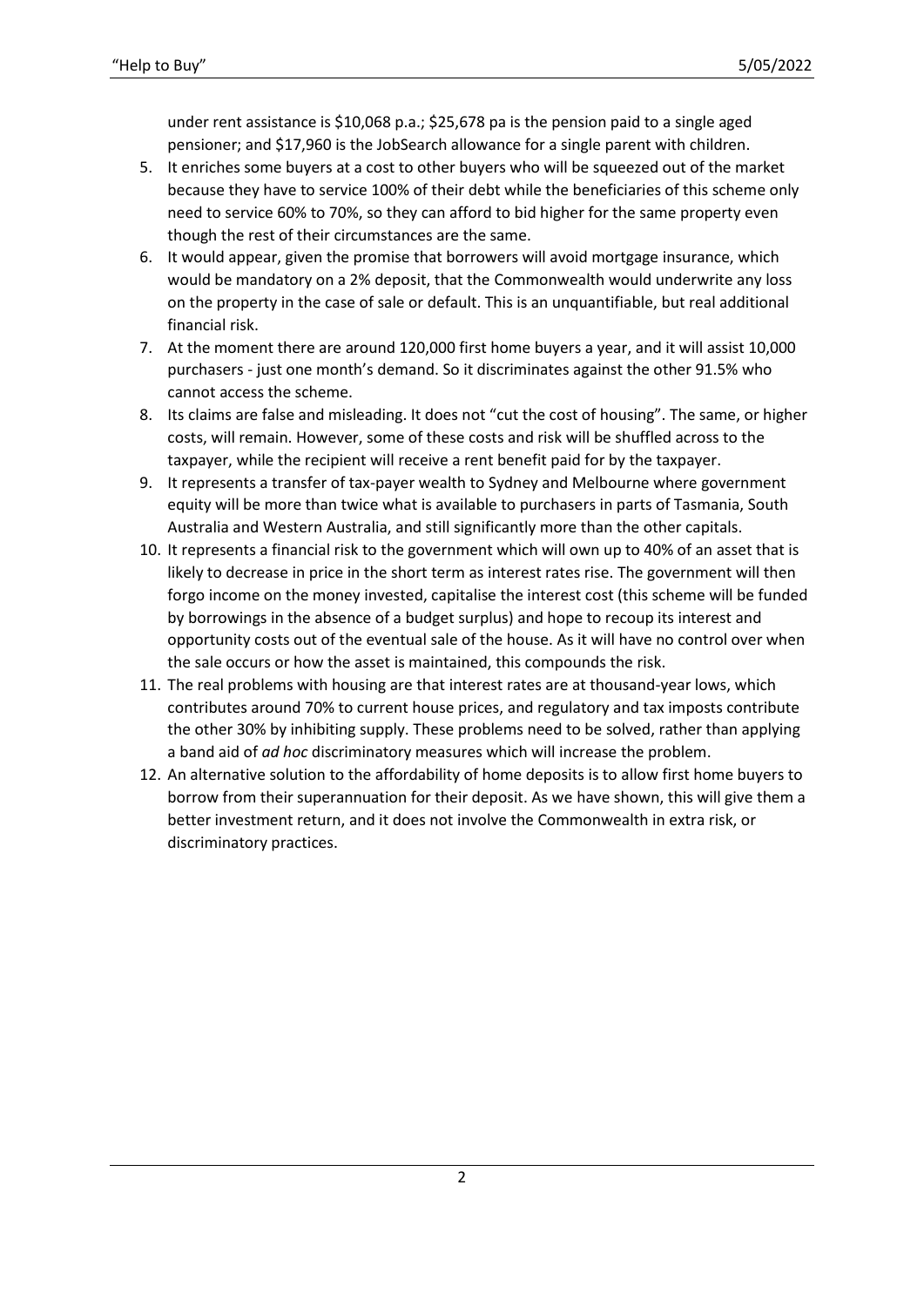under rent assistance is $10,068 p.a.; $25,678 pa is the pension paid to a single aged pensioner; and $17,960 is the JobSearch allowance for a single parent with children.

5. It enriches some buyers at a cost to other buyers who will be squeezed out of the market because they have to service 100% of their debt while the beneficiaries of this scheme only need to service 60% to 70%, so they can afford to bid higher for the same property even though the rest of their circumstances are the same.
6. It would appear, given the promise that borrowers will avoid mortgage insurance, which would be mandatory on a 2% deposit, that the Commonwealth would underwrite any loss on the property in the case of sale or default. This is an unquantifiable, but real additional financial risk.
7. At the moment there are around 120,000 first home buyers a year, and it will assist 10,000 purchasers - just one month's demand. So it discriminates against the other 91.5% who cannot access the scheme.
8. Its claims are false and misleading. It does not "cut the cost of housing". The same, or higher costs, will remain. However, some of these costs and risk will be shuffled across to the taxpayer, while the recipient will receive a rent benefit paid for by the taxpayer.
9. It represents a transfer of tax-payer wealth to Sydney and Melbourne where government equity will be more than twice what is available to purchasers in parts of Tasmania, South Australia and Western Australia, and still significantly more than the other capitals.
10. It represents a financial risk to the government which will own up to 40% of an asset that is likely to decrease in price in the short term as interest rates rise. The government will then forgo income on the money invested, capitalise the interest cost (this scheme will be funded by borrowings in the absence of a budget surplus) and hope to recoup its interest and opportunity costs out of the eventual sale of the house. As it will have no control over when the sale occurs or how the asset is maintained, this compounds the risk.
11. The real problems with housing are that interest rates are at thousand-year lows, which contributes around 70% to current house prices, and regulatory and tax imposts contribute the other 30% by inhibiting supply. These problems need to be solved, rather than applying a band aid of *ad hoc* discriminatory measures which will increase the problem.
12. An alternative solution to the affordability of home deposits is to allow first home buyers to borrow from their superannuation for their deposit. As we have shown, this will give them a better investment return, and it does not involve the Commonwealth in extra risk, or discriminatory practices.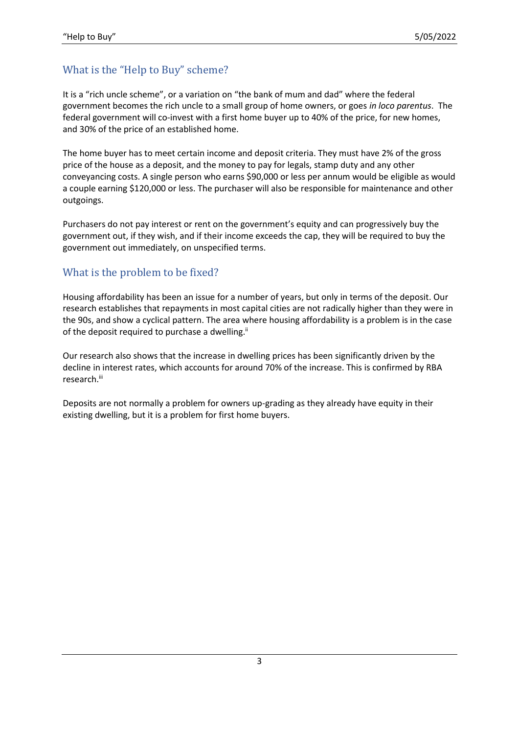## What is the "Help to Buy" scheme?

It is a "rich uncle scheme", or a variation on "the bank of mum and dad" where the federal government becomes the rich uncle to a small group of home owners, or goes *in loco parentus*. The federal government will co-invest with a first home buyer up to 40% of the price, for new homes, and 30% of the price of an established home.

The home buyer has to meet certain income and deposit criteria. They must have 2% of the gross price of the house as a deposit, and the money to pay for legals, stamp duty and any other conveyancing costs. A single person who earns $90,000 or less per annum would be eligible as would a couple earning $120,000 or less. The purchaser will also be responsible for maintenance and other outgoings.

Purchasers do not pay interest or rent on the government's equity and can progressively buy the government out, if they wish, and if their income exceeds the cap, they will be required to buy the government out immediately, on unspecified terms.

## What is the problem to be fixed?

Housing affordability has been an issue for a number of years, but only in terms of the deposit. Our research establishes that repayments in most capital cities are not radically higher than they were in the 90s, and show a cyclical pattern. The area where housing affordability is a problem is in the case of the deposit required to purchase a dwelling.[ii]

Our research also shows that the increase in dwelling prices has been significantly driven by the decline in interest rates, which accounts for around 70% of the increase. This is confirmed by RBA research.[iii]

Deposits are not normally a problem for owners up-grading as they already have equity in their existing dwelling, but it is a problem for first home buyers.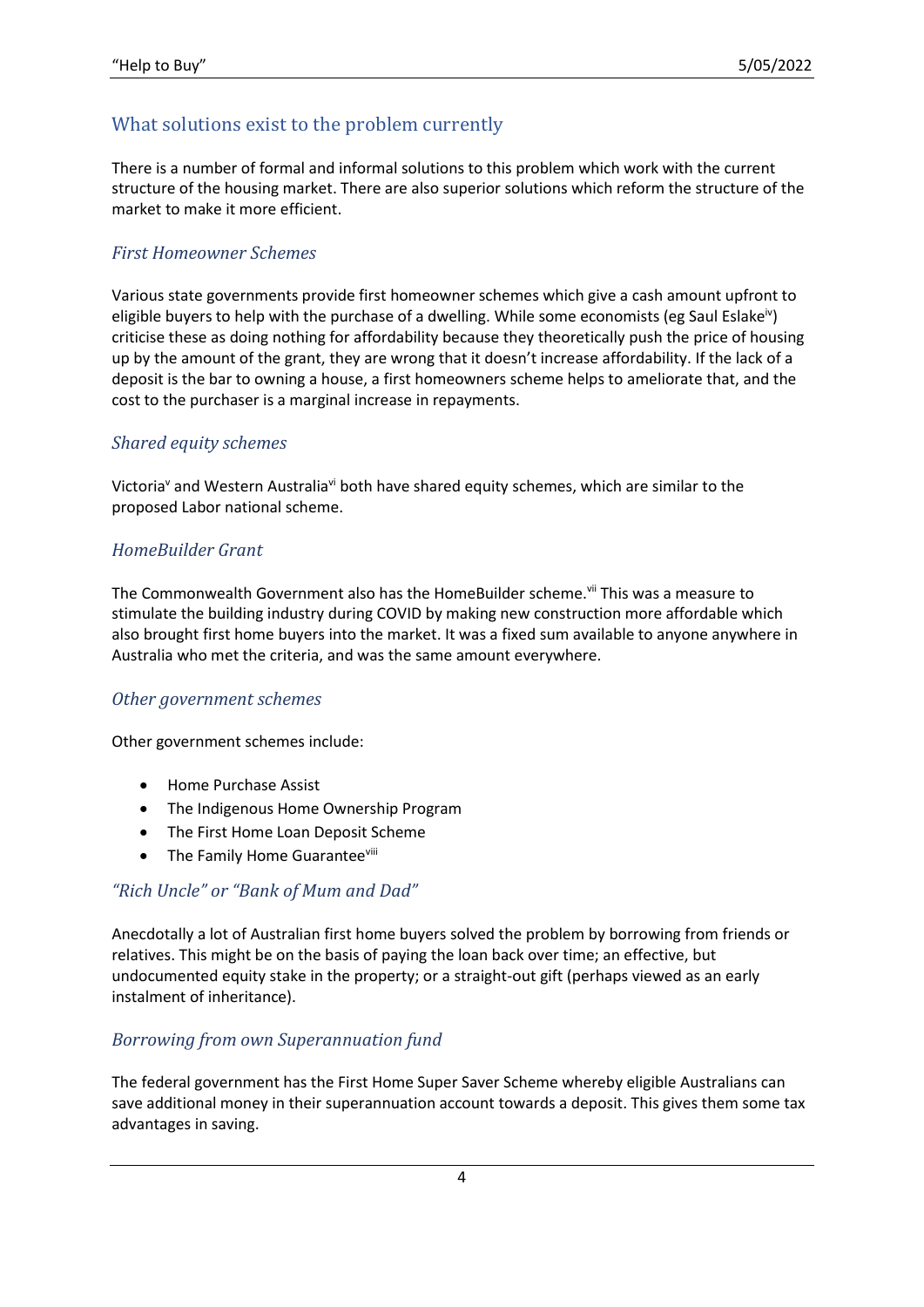## What solutions exist to the problem currently

There is a number of formal and informal solutions to this problem which work with the current structure of the housing market. There are also superior solutions which reform the structure of the market to make it more efficient.

### *First Homeowner Schemes*

Various state governments provide first homeowner schemes which give a cash amount upfront to eligible buyers to help with the purchase of a dwelling. While some economists (eg Saul Eslake[iv]) criticise these as doing nothing for affordability because they theoretically push the price of housing up by the amount of the grant, they are wrong that it doesn't increase affordability. If the lack of a deposit is the bar to owning a house, a first homeowners scheme helps to ameliorate that, and the cost to the purchaser is a marginal increase in repayments.

### *Shared equity schemes*

Victoria[v] and Western Australia[vi] both have shared equity schemes, which are similar to the proposed Labor national scheme.

### *HomeBuilder Grant*

The Commonwealth Government also has the HomeBuilder scheme.[vii] This was a measure to stimulate the building industry during COVID by making new construction more affordable which also brought first home buyers into the market. It was a fixed sum available to anyone anywhere in Australia who met the criteria, and was the same amount everywhere.

### *Other government schemes*

Other government schemes include:

- Home Purchase Assist
- The Indigenous Home Ownership Program
- The First Home Loan Deposit Scheme
- The Family Home Guarantee[viii]

### *"Rich Uncle" or "Bank of Mum and Dad"*

Anecdotally a lot of Australian first home buyers solved the problem by borrowing from friends or relatives. This might be on the basis of paying the loan back over time; an effective, but undocumented equity stake in the property; or a straight-out gift (perhaps viewed as an early instalment of inheritance).

### *Borrowing from own Superannuation fund*

The federal government has the First Home Super Saver Scheme whereby eligible Australians can save additional money in their superannuation account towards a deposit. This gives them some tax advantages in saving.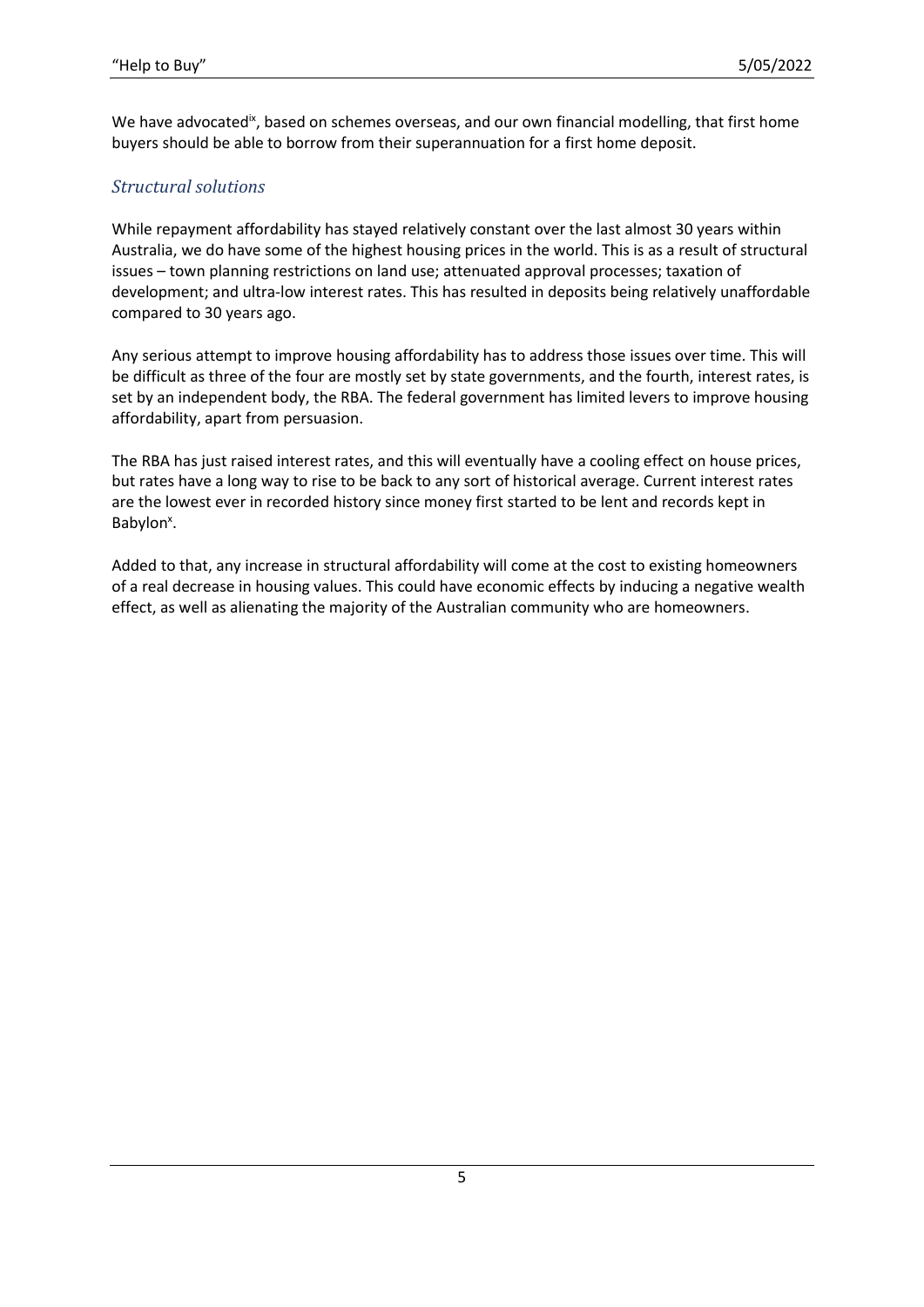We have advocated[ix], based on schemes overseas, and our own financial modelling, that first home buyers should be able to borrow from their superannuation for a first home deposit.

### *Structural solutions*

While repayment affordability has stayed relatively constant over the last almost 30 years within Australia, we do have some of the highest housing prices in the world. This is as a result of structural issues – town planning restrictions on land use; attenuated approval processes; taxation of development; and ultra-low interest rates. This has resulted in deposits being relatively unaffordable compared to 30 years ago.

Any serious attempt to improve housing affordability has to address those issues over time. This will be difficult as three of the four are mostly set by state governments, and the fourth, interest rates, is set by an independent body, the RBA. The federal government has limited levers to improve housing affordability, apart from persuasion.

The RBA has just raised interest rates, and this will eventually have a cooling effect on house prices, but rates have a long way to rise to be back to any sort of historical average. Current interest rates are the lowest ever in recorded history since money first started to be lent and records kept in Babylon[x].

Added to that, any increase in structural affordability will come at the cost to existing homeowners of a real decrease in housing values. This could have economic effects by inducing a negative wealth effect, as well as alienating the majority of the Australian community who are homeowners.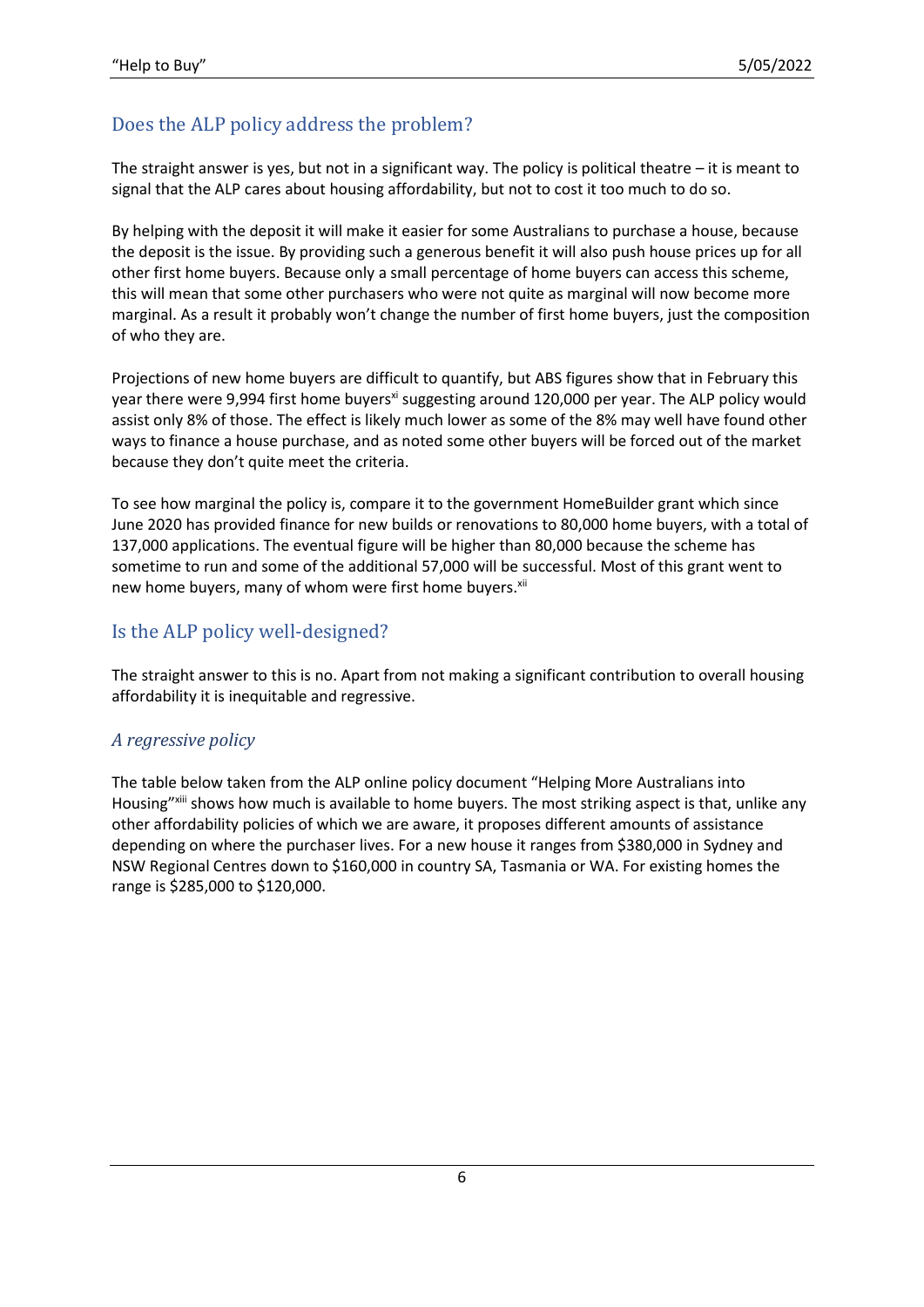## Does the ALP policy address the problem?

The straight answer is yes, but not in a significant way. The policy is political theatre – it is meant to signal that the ALP cares about housing affordability, but not to cost it too much to do so.

By helping with the deposit it will make it easier for some Australians to purchase a house, because the deposit is the issue. By providing such a generous benefit it will also push house prices up for all other first home buyers. Because only a small percentage of home buyers can access this scheme, this will mean that some other purchasers who were not quite as marginal will now become more marginal. As a result it probably won't change the number of first home buyers, just the composition of who they are.

Projections of new home buyers are difficult to quantify, but ABS figures show that in February this year there were 9,994 first home buyers[xi] suggesting around 120,000 per year. The ALP policy would assist only 8% of those. The effect is likely much lower as some of the 8% may well have found other ways to finance a house purchase, and as noted some other buyers will be forced out of the market because they don't quite meet the criteria.

To see how marginal the policy is, compare it to the government HomeBuilder grant which since June 2020 has provided finance for new builds or renovations to 80,000 home buyers, with a total of 137,000 applications. The eventual figure will be higher than 80,000 because the scheme has sometime to run and some of the additional 57,000 will be successful. Most of this grant went to new home buyers, many of whom were first home buyers.[xii]

## Is the ALP policy well-designed?

The straight answer to this is no. Apart from not making a significant contribution to overall housing affordability it is inequitable and regressive.

### *A regressive policy*

The table below taken from the ALP online policy document "Helping More Australians into Housing"[xiii] shows how much is available to home buyers. The most striking aspect is that, unlike any other affordability policies of which we are aware, it proposes different amounts of assistance depending on where the purchaser lives. For a new house it ranges from $380,000 in Sydney and NSW Regional Centres down to $160,000 in country SA, Tasmania or WA. For existing homes the range is $285,000 to $120,000.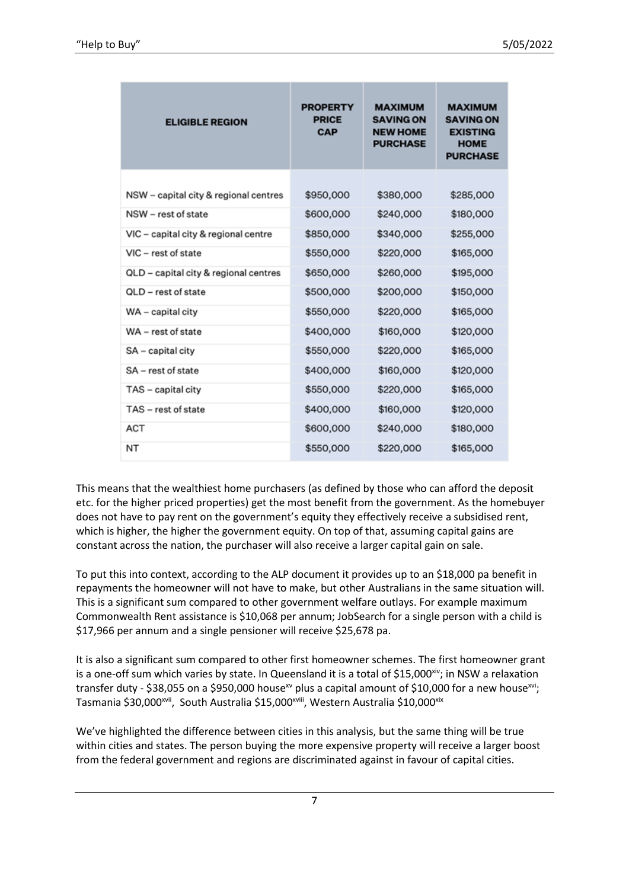| ELIGIBLE REGION | PROPERTY PRICE CAP | MAXIMUM SAVING ON NEW HOME PURCHASE | MAXIMUM SAVING ON EXISTING HOME PURCHASE |
|---|---|---|---|
| NSW – capital city & regional centres | $950,000 | $380,000 | $285,000 |
| NSW – rest of state | $600,000 | $240,000 | $180,000 |
| VIC – capital city & regional centre | $850,000 | $340,000 | $255,000 |
| VIC – rest of state | $550,000 | $220,000 | $165,000 |
| QLD – capital city & regional centres | $650,000 | $260,000 | $195,000 |
| QLD – rest of state | $500,000 | $200,000 | $150,000 |
| WA – capital city | $550,000 | $220,000 | $165,000 |
| WA – rest of state | $400,000 | $160,000 | $120,000 |
| SA – capital city | $550,000 | $220,000 | $165,000 |
| SA – rest of state | $400,000 | $160,000 | $120,000 |
| TAS – capital city | $550,000 | $220,000 | $165,000 |
| TAS – rest of state | $400,000 | $160,000 | $120,000 |
| ACT | $600,000 | $240,000 | $180,000 |
| NT | $550,000 | $220,000 | $165,000 |

This means that the wealthiest home purchasers (as defined by those who can afford the deposit etc. for the higher priced properties) get the most benefit from the government. As the homebuyer does not have to pay rent on the government's equity they effectively receive a subsidised rent, which is higher, the higher the government equity. On top of that, assuming capital gains are constant across the nation, the purchaser will also receive a larger capital gain on sale.

To put this into context, according to the ALP document it provides up to an $18,000 pa benefit in repayments the homeowner will not have to make, but other Australians in the same situation will. This is a significant sum compared to other government welfare outlays. For example maximum Commonwealth Rent assistance is $10,068 per annum; JobSearch for a single person with a child is $17,966 per annum and a single pensioner will receive $25,678 pa.

It is also a significant sum compared to other first homeowner schemes. The first homeowner grant is a one-off sum which varies by state. In Queensland it is a total of $15,000[xiv]; in NSW a relaxation transfer duty - $38,055 on a $950,000 house[xv] plus a capital amount of $10,000 for a new house[xvi]; Tasmania $30,000[xvii], South Australia $15,000[xviii], Western Australia $10,000[xix]

We've highlighted the difference between cities in this analysis, but the same thing will be true within cities and states. The person buying the more expensive property will receive a larger boost from the federal government and regions are discriminated against in favour of capital cities.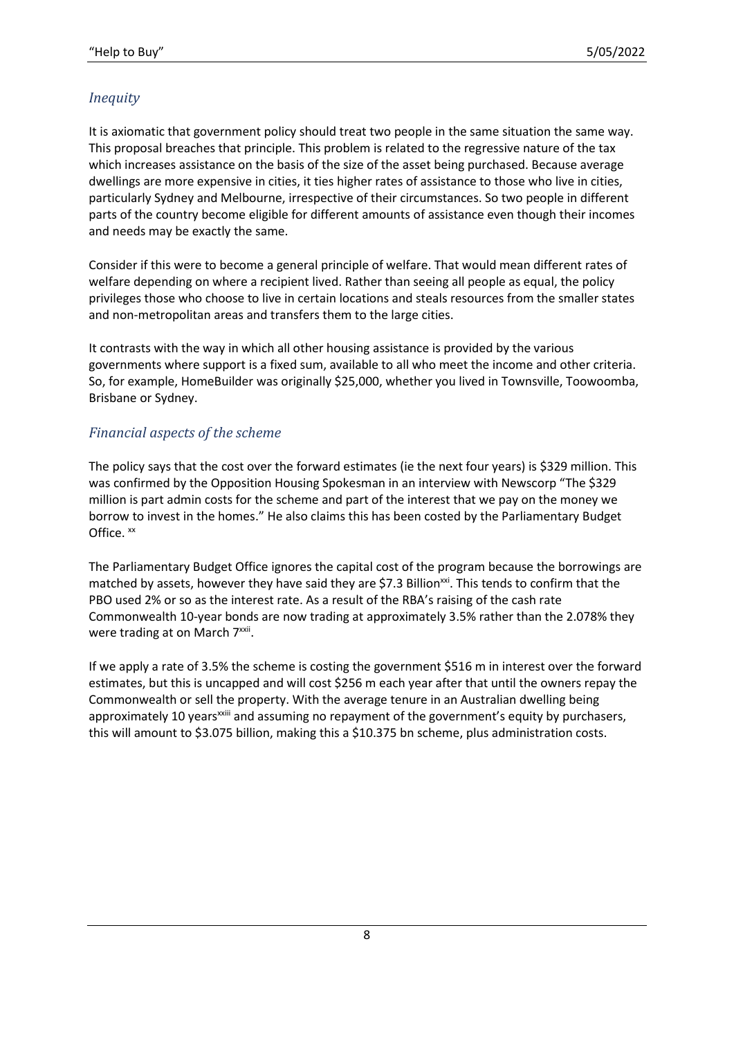## *Inequity*

It is axiomatic that government policy should treat two people in the same situation the same way. This proposal breaches that principle. This problem is related to the regressive nature of the tax which increases assistance on the basis of the size of the asset being purchased. Because average dwellings are more expensive in cities, it ties higher rates of assistance to those who live in cities, particularly Sydney and Melbourne, irrespective of their circumstances. So two people in different parts of the country become eligible for different amounts of assistance even though their incomes and needs may be exactly the same.

Consider if this were to become a general principle of welfare. That would mean different rates of welfare depending on where a recipient lived. Rather than seeing all people as equal, the policy privileges those who choose to live in certain locations and steals resources from the smaller states and non-metropolitan areas and transfers them to the large cities.

It contrasts with the way in which all other housing assistance is provided by the various governments where support is a fixed sum, available to all who meet the income and other criteria. So, for example, HomeBuilder was originally $25,000, whether you lived in Townsville, Toowoomba, Brisbane or Sydney.

## *Financial aspects of the scheme*

The policy says that the cost over the forward estimates (ie the next four years) is $329 million. This was confirmed by the Opposition Housing Spokesman in an interview with Newscorp "The $329 million is part admin costs for the scheme and part of the interest that we pay on the money we borrow to invest in the homes." He also claims this has been costed by the Parliamentary Budget Office. [xx]

The Parliamentary Budget Office ignores the capital cost of the program because the borrowings are matched by assets, however they have said they are $7.3 Billion[xxi]. This tends to confirm that the PBO used 2% or so as the interest rate. As a result of the RBA's raising of the cash rate Commonwealth 10-year bonds are now trading at approximately 3.5% rather than the 2.078% they were trading at on March 7[xxii].

If we apply a rate of 3.5% the scheme is costing the government $516 m in interest over the forward estimates, but this is uncapped and will cost $256 m each year after that until the owners repay the Commonwealth or sell the property. With the average tenure in an Australian dwelling being approximately 10 years[xxiii] and assuming no repayment of the government's equity by purchasers, this will amount to $3.075 billion, making this a $10.375 bn scheme, plus administration costs.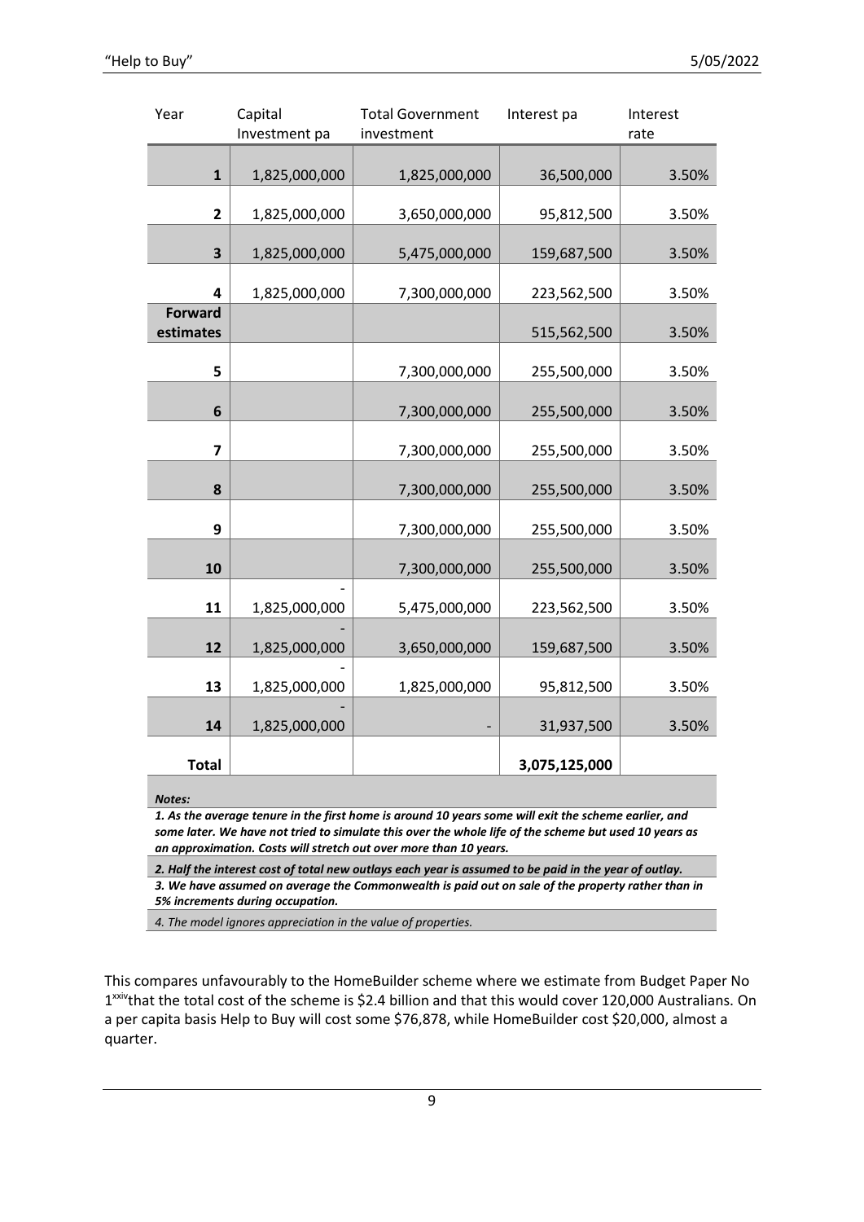| Year | Capital Investment pa | Total Government investment | Interest pa | Interest rate |
|---|---|---|---|---|
| **1** | 1,825,000,000 | 1,825,000,000 | 36,500,000 | 3.50% |
| **2** | 1,825,000,000 | 3,650,000,000 | 95,812,500 | 3.50% |
| **3** | 1,825,000,000 | 5,475,000,000 | 159,687,500 | 3.50% |
| **4** | 1,825,000,000 | 7,300,000,000 | 223,562,500 | 3.50% |
| **Forward estimates** | | | 515,562,500 | 3.50% |
| **5** | | 7,300,000,000 | 255,500,000 | 3.50% |
| **6** | | 7,300,000,000 | 255,500,000 | 3.50% |
| **7** | | 7,300,000,000 | 255,500,000 | 3.50% |
| **8** | | 7,300,000,000 | 255,500,000 | 3.50% |
| **9** | | 7,300,000,000 | 255,500,000 | 3.50% |
| **10** | | 7,300,000,000 | 255,500,000 | 3.50% |
| **11** | - 1,825,000,000 | 5,475,000,000 | 223,562,500 | 3.50% |
| **12** | - 1,825,000,000 | 3,650,000,000 | 159,687,500 | 3.50% |
| **13** | - 1,825,000,000 | 1,825,000,000 | 95,812,500 | 3.50% |
| **14** | - 1,825,000,000 | - | 31,937,500 | 3.50% |
| **Total** | | | **3,075,125,000** | |

***Notes:***

***1. As the average tenure in the first home is around 10 years some will exit the scheme earlier, and some later. We have not tried to simulate this over the whole life of the scheme but used 10 years as an approximation. Costs will stretch out over more than 10 years.***

***2. Half the interest cost of total new outlays each year is assumed to be paid in the year of outlay.***

***3. We have assumed on average the Commonwealth is paid out on sale of the property rather than in 5% increments during occupation.***

*4. The model ignores appreciation in the value of properties.*

This compares unfavourably to the HomeBuilder scheme where we estimate from Budget Paper No 1[xxiv] that the total cost of the scheme is $2.4 billion and that this would cover 120,000 Australians. On a per capita basis Help to Buy will cost some $76,878, while HomeBuilder cost $20,000, almost a quarter.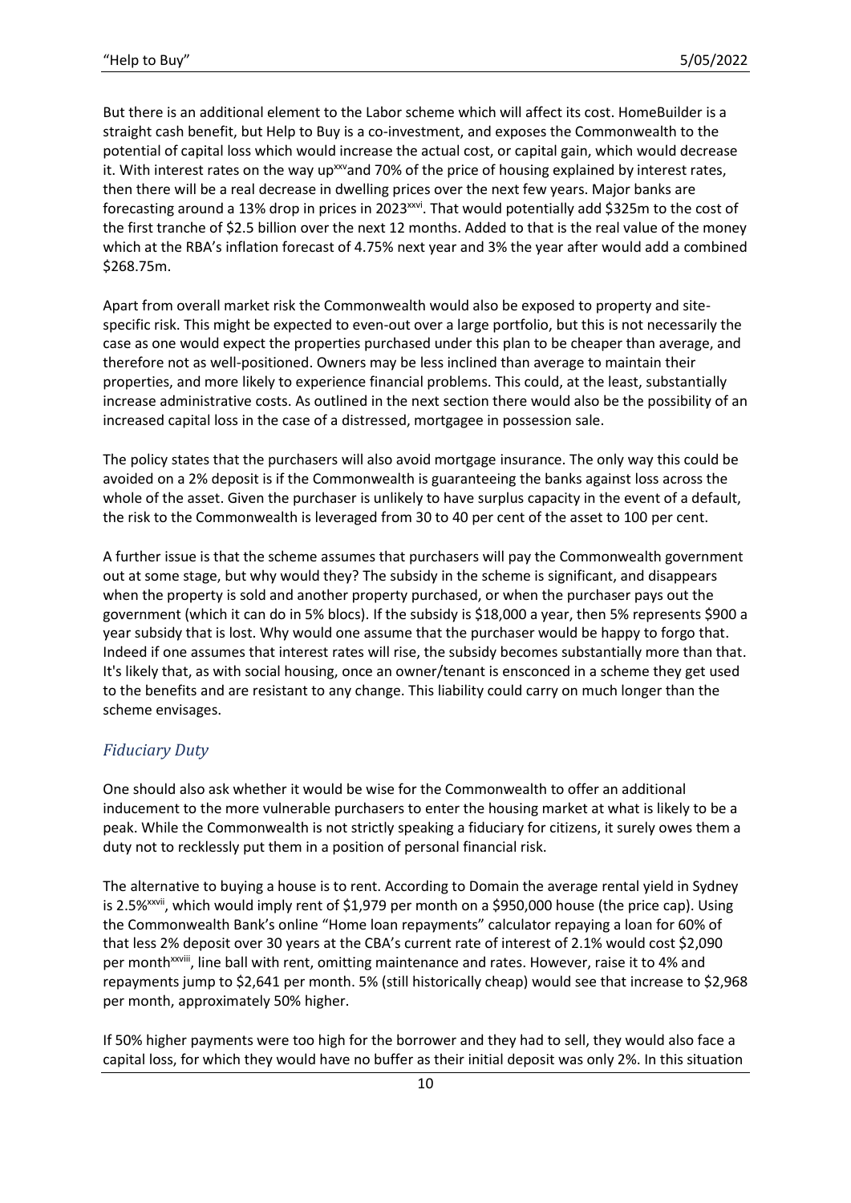But there is an additional element to the Labor scheme which will affect its cost. HomeBuilder is a straight cash benefit, but Help to Buy is a co-investment, and exposes the Commonwealth to the potential of capital loss which would increase the actual cost, or capital gain, which would decrease it. With interest rates on the way up[xxv]and 70% of the price of housing explained by interest rates, then there will be a real decrease in dwelling prices over the next few years. Major banks are forecasting around a 13% drop in prices in 2023[xxvi]. That would potentially add $325m to the cost of the first tranche of $2.5 billion over the next 12 months. Added to that is the real value of the money which at the RBA's inflation forecast of 4.75% next year and 3% the year after would add a combined $268.75m.

Apart from overall market risk the Commonwealth would also be exposed to property and site-specific risk. This might be expected to even-out over a large portfolio, but this is not necessarily the case as one would expect the properties purchased under this plan to be cheaper than average, and therefore not as well-positioned. Owners may be less inclined than average to maintain their properties, and more likely to experience financial problems. This could, at the least, substantially increase administrative costs. As outlined in the next section there would also be the possibility of an increased capital loss in the case of a distressed, mortgagee in possession sale.

The policy states that the purchasers will also avoid mortgage insurance. The only way this could be avoided on a 2% deposit is if the Commonwealth is guaranteeing the banks against loss across the whole of the asset. Given the purchaser is unlikely to have surplus capacity in the event of a default, the risk to the Commonwealth is leveraged from 30 to 40 per cent of the asset to 100 per cent.

A further issue is that the scheme assumes that purchasers will pay the Commonwealth government out at some stage, but why would they? The subsidy in the scheme is significant, and disappears when the property is sold and another property purchased, or when the purchaser pays out the government (which it can do in 5% blocs). If the subsidy is $18,000 a year, then 5% represents $900 a year subsidy that is lost. Why would one assume that the purchaser would be happy to forgo that. Indeed if one assumes that interest rates will rise, the subsidy becomes substantially more than that. It's likely that, as with social housing, once an owner/tenant is ensconced in a scheme they get used to the benefits and are resistant to any change. This liability could carry on much longer than the scheme envisages.

## *Fiduciary Duty*

One should also ask whether it would be wise for the Commonwealth to offer an additional inducement to the more vulnerable purchasers to enter the housing market at what is likely to be a peak. While the Commonwealth is not strictly speaking a fiduciary for citizens, it surely owes them a duty not to recklessly put them in a position of personal financial risk.

The alternative to buying a house is to rent. According to Domain the average rental yield in Sydney is 2.5%[xxvii], which would imply rent of $1,979 per month on a $950,000 house (the price cap). Using the Commonwealth Bank's online "Home loan repayments" calculator repaying a loan for 60% of that less 2% deposit over 30 years at the CBA's current rate of interest of 2.1% would cost $2,090 per month[xxviii], line ball with rent, omitting maintenance and rates. However, raise it to 4% and repayments jump to $2,641 per month. 5% (still historically cheap) would see that increase to $2,968 per month, approximately 50% higher.

If 50% higher payments were too high for the borrower and they had to sell, they would also face a capital loss, for which they would have no buffer as their initial deposit was only 2%. In this situation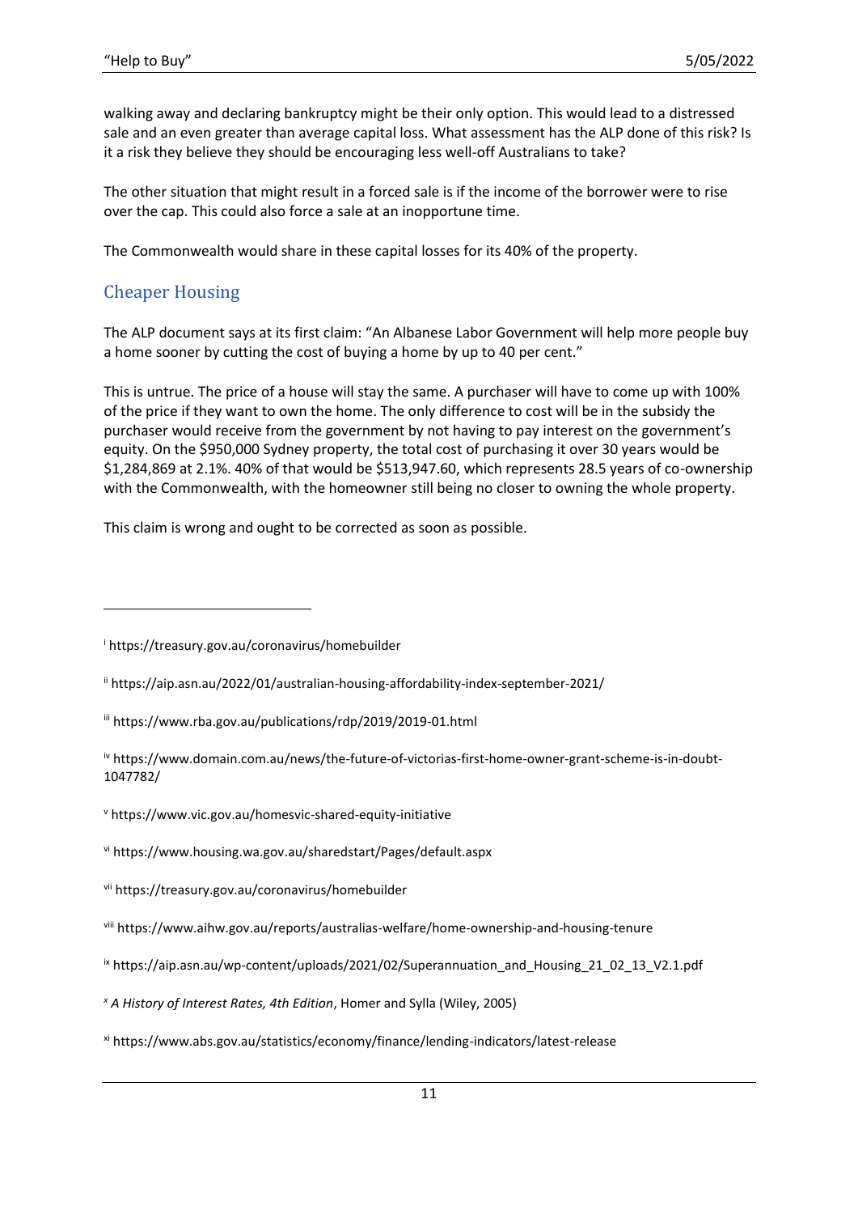walking away and declaring bankruptcy might be their only option. This would lead to a distressed sale and an even greater than average capital loss. What assessment has the ALP done of this risk? Is it a risk they believe they should be encouraging less well-off Australians to take?

The other situation that might result in a forced sale is if the income of the borrower were to rise over the cap. This could also force a sale at an inopportune time.

The Commonwealth would share in these capital losses for its 40% of the property.

## Cheaper Housing

The ALP document says at its first claim: "An Albanese Labor Government will help more people buy a home sooner by cutting the cost of buying a home by up to 40 per cent."

This is untrue. The price of a house will stay the same. A purchaser will have to come up with 100% of the price if they want to own the home. The only difference to cost will be in the subsidy the purchaser would receive from the government by not having to pay interest on the government's equity. On the $950,000 Sydney property, the total cost of purchasing it over 30 years would be $1,284,869 at 2.1%. 40% of that would be $513,947.60, which represents 28.5 years of co-ownership with the Commonwealth, with the homeowner still being no closer to owning the whole property.

This claim is wrong and ought to be corrected as soon as possible.

---

[i] https://treasury.gov.au/coronavirus/homebuilder

[ii] https://aip.asn.au/2022/01/australian-housing-affordability-index-september-2021/

[iii] https://www.rba.gov.au/publications/rdp/2019/2019-01.html

[iv] https://www.domain.com.au/news/the-future-of-victorias-first-home-owner-grant-scheme-is-in-doubt-1047782/

[v] https://www.vic.gov.au/homesvic-shared-equity-initiative

[vi] https://www.housing.wa.gov.au/sharedstart/Pages/default.aspx

[vii] https://treasury.gov.au/coronavirus/homebuilder

[viii] https://www.aihw.gov.au/reports/australias-welfare/home-ownership-and-housing-tenure

[ix] https://aip.asn.au/wp-content/uploads/2021/02/Superannuation_and_Housing_21_02_13_V2.1.pdf

[x] *A History of Interest Rates, 4th Edition*, Homer and Sylla (Wiley, 2005)

[xi] https://www.abs.gov.au/statistics/economy/finance/lending-indicators/latest-release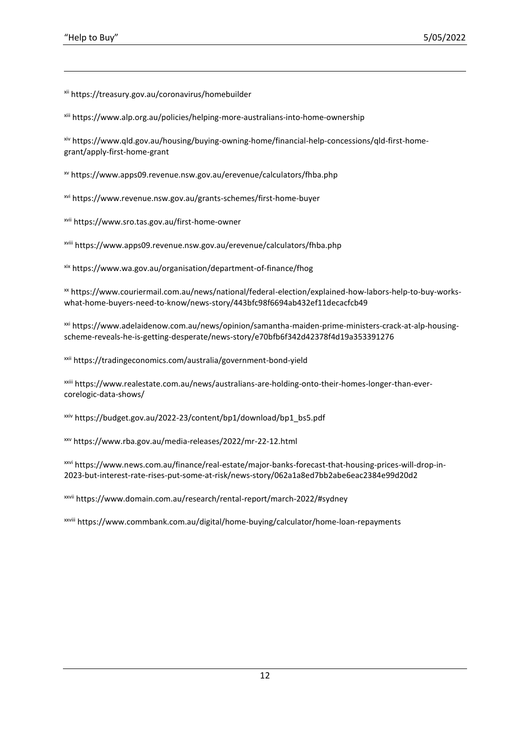[xii] https://treasury.gov.au/coronavirus/homebuilder

[xiii] https://www.alp.org.au/policies/helping-more-australians-into-home-ownership

[xiv] https://www.qld.gov.au/housing/buying-owning-home/financial-help-concessions/qld-first-home-grant/apply-first-home-grant

[xv] https://www.apps09.revenue.nsw.gov.au/erevenue/calculators/fhba.php

[xvi] https://www.revenue.nsw.gov.au/grants-schemes/first-home-buyer

[xvii] https://www.sro.tas.gov.au/first-home-owner

[xviii] https://www.apps09.revenue.nsw.gov.au/erevenue/calculators/fhba.php

[xix] https://www.wa.gov.au/organisation/department-of-finance/fhog

[xx] https://www.couriermail.com.au/news/national/federal-election/explained-how-labors-help-to-buy-works-what-home-buyers-need-to-know/news-story/443bfc98f6694ab432ef11decacfcb49

[xxi] https://www.adelaidenow.com.au/news/opinion/samantha-maiden-prime-ministers-crack-at-alp-housing-scheme-reveals-he-is-getting-desperate/news-story/e70bfb6f342d42378f4d19a353391276

[xxii] https://tradingeconomics.com/australia/government-bond-yield

[xxiii] https://www.realestate.com.au/news/australians-are-holding-onto-their-homes-longer-than-ever-corelogic-data-shows/

[xxiv] https://budget.gov.au/2022-23/content/bp1/download/bp1_bs5.pdf

[xxv] https://www.rba.gov.au/media-releases/2022/mr-22-12.html

[xxvi] https://www.news.com.au/finance/real-estate/major-banks-forecast-that-housing-prices-will-drop-in-2023-but-interest-rate-rises-put-some-at-risk/news-story/062a1a8ed7bb2abe6eac2384e99d20d2

[xxvii] https://www.domain.com.au/research/rental-report/march-2022/#sydney

[xxviii] https://www.commbank.com.au/digital/home-buying/calculator/home-loan-repayments